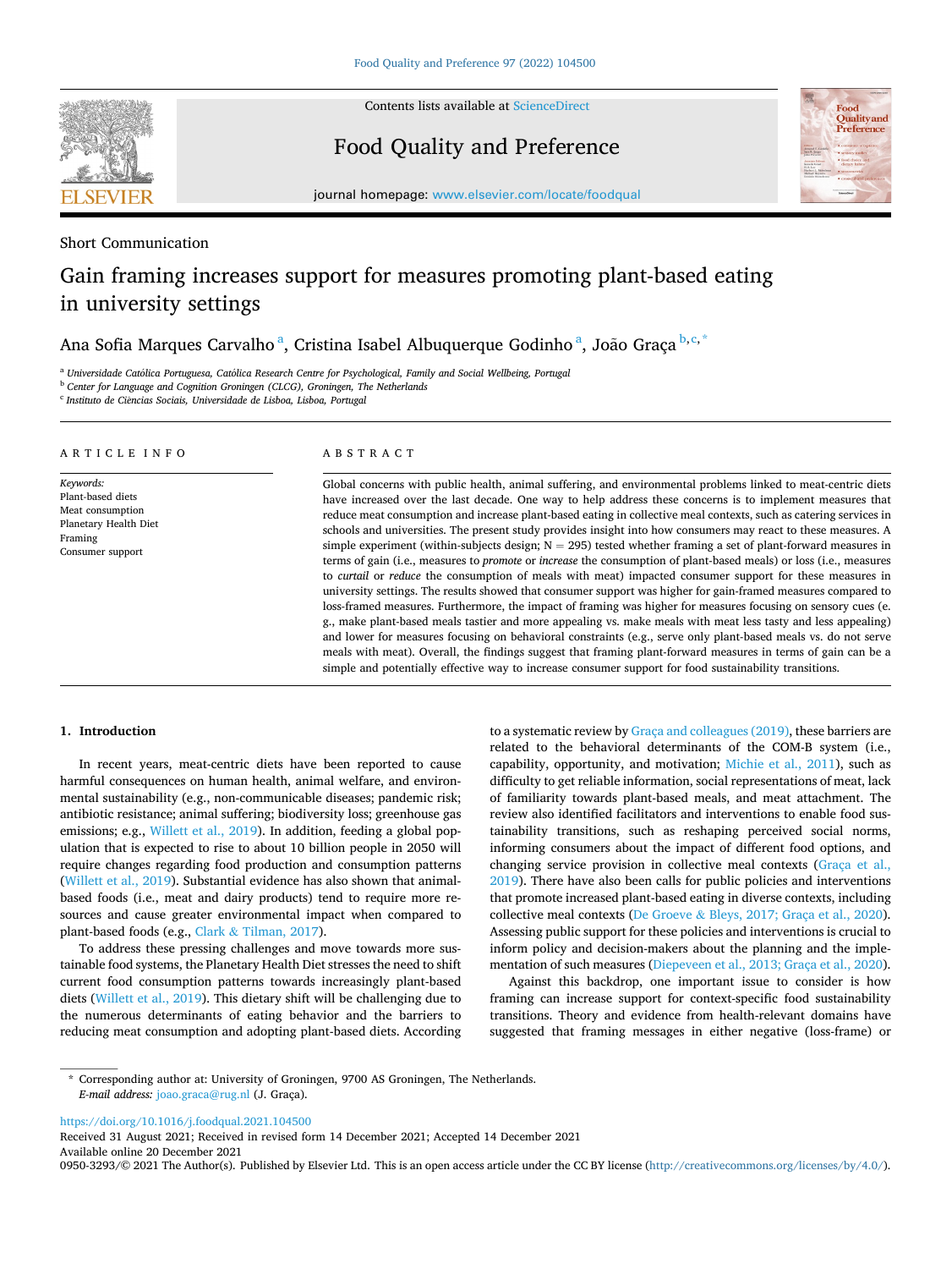Short Communication

# Gain framing increases support for measures promoting plant-based eating in university settings

Ana Sofia Marques Carvalho [a], Cristina Isabel Albuquerque Godinho [a], João Graça [b,c,*]

[a] Universidade Católica Portuguesa, Católica Research Centre for Psychological, Family and Social Wellbeing, Portugal
[b] Center for Language and Cognition Groningen (CLCG), Groningen, The Netherlands
[c] Instituto de Ciências Sociais, Universidade de Lisboa, Lisboa, Portugal

## ARTICLE INFO

*Keywords:*
Plant-based diets
Meat consumption
Planetary Health Diet
Framing
Consumer support

## ABSTRACT

Global concerns with public health, animal suffering, and environmental problems linked to meat-centric diets have increased over the last decade. One way to help address these concerns is to implement measures that reduce meat consumption and increase plant-based eating in collective meal contexts, such as catering services in schools and universities. The present study provides insight into how consumers may react to these measures. A simple experiment (within-subjects design; N = 295) tested whether framing a set of plant-forward measures in terms of gain (i.e., measures to *promote* or *increase* the consumption of plant-based meals) or loss (i.e., measures to *curtail* or *reduce* the consumption of meals with meat) impacted consumer support for these measures in university settings. The results showed that consumer support was higher for gain-framed measures compared to loss-framed measures. Furthermore, the impact of framing was higher for measures focusing on sensory cues (e.g., make plant-based meals tastier and more appealing vs. make meals with meat less tasty and less appealing) and lower for measures focusing on behavioral constraints (e.g., serve only plant-based meals vs. do not serve meals with meat). Overall, the findings suggest that framing plant-forward measures in terms of gain can be a simple and potentially effective way to increase consumer support for food sustainability transitions.

## 1. Introduction

In recent years, meat-centric diets have been reported to cause harmful consequences on human health, animal welfare, and environmental sustainability (e.g., non-communicable diseases; pandemic risk; antibiotic resistance; animal suffering; biodiversity loss; greenhouse gas emissions; e.g., Willett et al., 2019). In addition, feeding a global population that is expected to rise to about 10 billion people in 2050 will require changes regarding food production and consumption patterns (Willett et al., 2019). Substantial evidence has also shown that animal-based foods (i.e., meat and dairy products) tend to require more resources and cause greater environmental impact when compared to plant-based foods (e.g., Clark & Tilman, 2017).

To address these pressing challenges and move towards more sustainable food systems, the Planetary Health Diet stresses the need to shift current food consumption patterns towards increasingly plant-based diets (Willett et al., 2019). This dietary shift will be challenging due to the numerous determinants of eating behavior and the barriers to reducing meat consumption and adopting plant-based diets. According to a systematic review by Graça and colleagues (2019), these barriers are related to the behavioral determinants of the COM-B system (i.e., capability, opportunity, and motivation; Michie et al., 2011), such as difficulty to get reliable information, social representations of meat, lack of familiarity towards plant-based meals, and meat attachment. The review also identified facilitators and interventions to enable food sustainability transitions, such as reshaping perceived social norms, informing consumers about the impact of different food options, and changing service provision in collective meal contexts (Graça et al., 2019). There have also been calls for public policies and interventions that promote increased plant-based eating in diverse contexts, including collective meal contexts (De Groeve & Bleys, 2017; Graça et al., 2020). Assessing public support for these policies and interventions is crucial to inform policy and decision-makers about the planning and the implementation of such measures (Diepeveen et al., 2013; Graça et al., 2020).

Against this backdrop, one important issue to consider is how framing can increase support for context-specific food sustainability transitions. Theory and evidence from health-relevant domains have suggested that framing messages in either negative (loss-frame) or

\* Corresponding author at: University of Groningen, 9700 AS Groningen, The Netherlands.
*E-mail address:* joao.graca@rug.nl (J. Graça).

https://doi.org/10.1016/j.foodqual.2021.104500
Received 31 August 2021; Received in revised form 14 December 2021; Accepted 14 December 2021
Available online 20 December 2021
0950-3293/© 2021 The Author(s). Published by Elsevier Ltd. This is an open access article under the CC BY license (http://creativecommons.org/licenses/by/4.0/).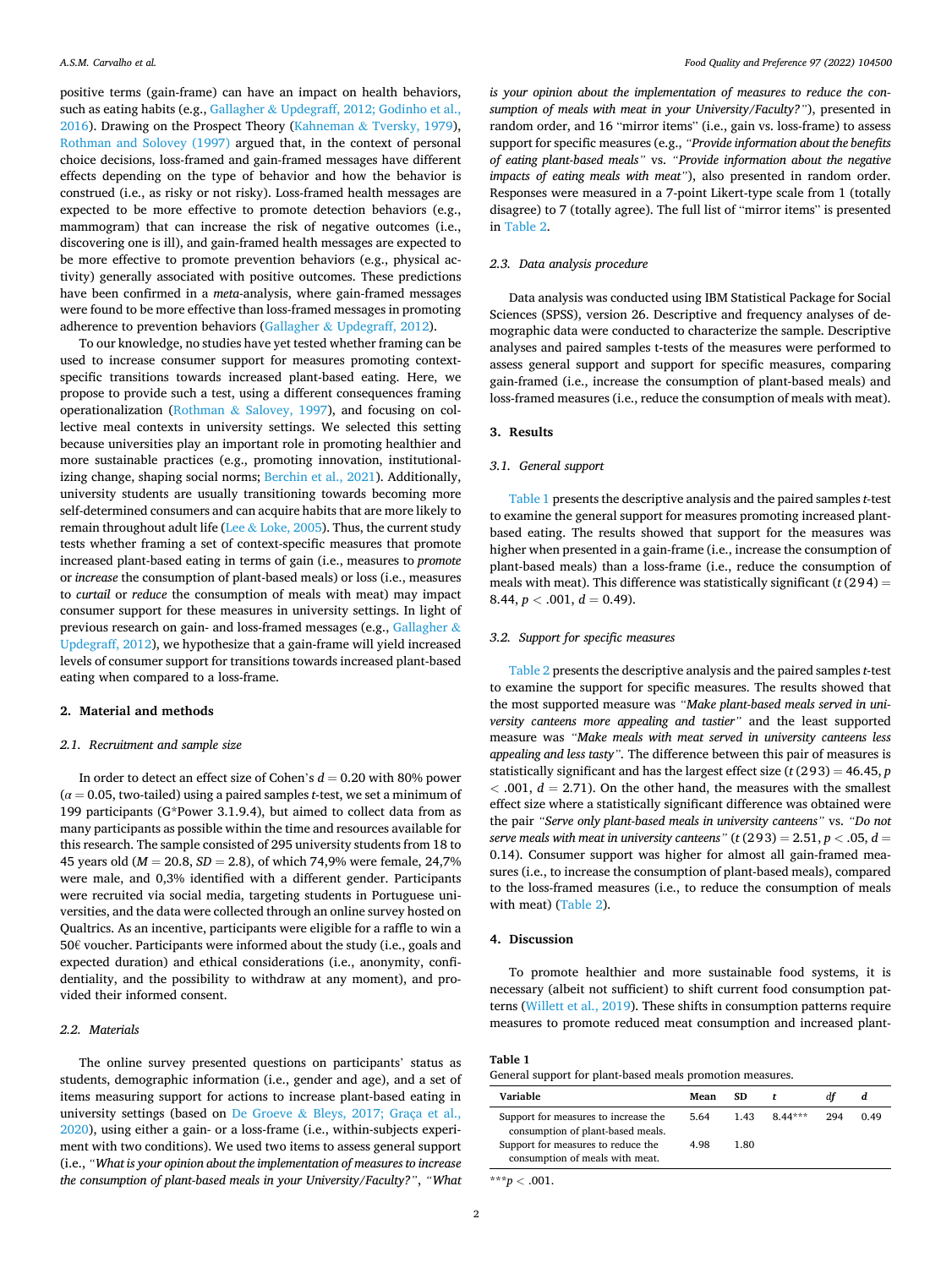positive terms (gain-frame) can have an impact on health behaviors, such as eating habits (e.g., Gallagher & Updegraff, 2012; Godinho et al., 2016). Drawing on the Prospect Theory (Kahneman & Tversky, 1979), Rothman and Salovey (1997) argued that, in the context of personal choice decisions, loss-framed and gain-framed messages have different effects depending on the type of behavior and how the behavior is construed (i.e., as risky or not risky). Loss-framed health messages are expected to be more effective to promote detection behaviors (e.g., mammogram) that can increase the risk of negative outcomes (i.e., discovering one is ill), and gain-framed health messages are expected to be more effective to promote prevention behaviors (e.g., physical activity) generally associated with positive outcomes. These predictions have been confirmed in a *meta*-analysis, where gain-framed messages were found to be more effective than loss-framed messages in promoting adherence to prevention behaviors (Gallagher & Updegraff, 2012).

To our knowledge, no studies have yet tested whether framing can be used to increase consumer support for measures promoting context-specific transitions towards increased plant-based eating. Here, we propose to provide such a test, using a different consequences framing operationalization (Rothman & Salovey, 1997), and focusing on collective meal contexts in university settings. We selected this setting because universities play an important role in promoting healthier and more sustainable practices (e.g., promoting innovation, institutionalizing change, shaping social norms; Berchin et al., 2021). Additionally, university students are usually transitioning towards becoming more self-determined consumers and can acquire habits that are more likely to remain throughout adult life (Lee & Loke, 2005). Thus, the current study tests whether framing a set of context-specific measures that promote increased plant-based eating in terms of gain (i.e., measures to *promote* or *increase* the consumption of plant-based meals) or loss (i.e., measures to *curtail* or *reduce* the consumption of meals with meat) may impact consumer support for these measures in university settings. In light of previous research on gain- and loss-framed messages (e.g., Gallagher & Updegraff, 2012), we hypothesize that a gain-frame will yield increased levels of consumer support for transitions towards increased plant-based eating when compared to a loss-frame.

## 2. Material and methods

### 2.1. Recruitment and sample size

In order to detect an effect size of Cohen's $d = 0.20$ with 80% power ($\alpha = 0.05$, two-tailed) using a paired samples *t*-test, we set a minimum of 199 participants (G*Power 3.1.9.4), but aimed to collect data from as many participants as possible within the time and resources available for this research. The sample consisted of 295 university students from 18 to 45 years old ($M = 20.8$, $SD = 2.8$), of which 74,9% were female, 24,7% were male, and 0,3% identified with a different gender. Participants were recruited via social media, targeting students in Portuguese universities, and the data were collected through an online survey hosted on Qualtrics. As an incentive, participants were eligible for a raffle to win a 50€ voucher. Participants were informed about the study (i.e., goals and expected duration) and ethical considerations (i.e., anonymity, confidentiality, and the possibility to withdraw at any moment), and provided their informed consent.

### 2.2. Materials

The online survey presented questions on participants' status as students, demographic information (i.e., gender and age), and a set of items measuring support for actions to increase plant-based eating in university settings (based on De Groeve & Bleys, 2017; Graça et al., 2020), using either a gain- or a loss-frame (i.e., within-subjects experiment with two conditions). We used two items to assess general support (i.e., *"What is your opinion about the implementation of measures to increase the consumption of plant-based meals in your University/Faculty?"*, *"What is your opinion about the implementation of measures to reduce the consumption of meals with meat in your University/Faculty?"*), presented in random order, and 16 "mirror items" (i.e., gain vs. loss-frame) to assess support for specific measures (e.g., *"Provide information about the benefits of eating plant-based meals"* vs. *"Provide information about the negative impacts of eating meals with meat"*), also presented in random order. Responses were measured in a 7-point Likert-type scale from 1 (totally disagree) to 7 (totally agree). The full list of "mirror items" is presented in Table 2.

### 2.3. Data analysis procedure

Data analysis was conducted using IBM Statistical Package for Social Sciences (SPSS), version 26. Descriptive and frequency analyses of demographic data were conducted to characterize the sample. Descriptive analyses and paired samples t-tests of the measures were performed to assess general support and support for specific measures, comparing gain-framed (i.e., increase the consumption of plant-based meals) and loss-framed measures (i.e., reduce the consumption of meals with meat).

## 3. Results

### 3.1. General support

Table 1 presents the descriptive analysis and the paired samples *t*-test to examine the general support for measures promoting increased plant-based eating. The results showed that support for the measures was higher when presented in a gain-frame (i.e., increase the consumption of plant-based meals) than a loss-frame (i.e., reduce the consumption of meals with meat). This difference was statistically significant ($t\,(294) = 8.44$, $p < .001$, $d = 0.49$).

### 3.2. Support for specific measures

Table 2 presents the descriptive analysis and the paired samples *t*-test to examine the support for specific measures. The results showed that the most supported measure was *"Make plant-based meals served in university canteens more appealing and tastier"* and the least supported measure was *"Make meals with meat served in university canteens less appealing and less tasty"*. The difference between this pair of measures is statistically significant and has the largest effect size ($t\,(293) = 46.45$, $p < .001$, $d = 2.71$). On the other hand, the measures with the smallest effect size where a statistically significant difference was obtained were the pair *"Serve only plant-based meals in university canteens"* vs. *"Do not serve meals with meat in university canteens"* ($t\,(293) = 2.51$, $p < .05$, $d = 0.14$). Consumer support was higher for almost all gain-framed measures (i.e., to increase the consumption of plant-based meals), compared to the loss-framed measures (i.e., to reduce the consumption of meals with meat) (Table 2).

## 4. Discussion

To promote healthier and more sustainable food systems, it is necessary (albeit not sufficient) to shift current food consumption patterns (Willett et al., 2019). These shifts in consumption patterns require measures to promote reduced meat consumption and increased plant-

**Table 1**
General support for plant-based meals promotion measures.

| Variable | Mean | SD | t | df | d |
|---|---|---|---|---|---|
| Support for measures to increase the consumption of plant-based meals. | 5.64 | 1.43 | 8.44*** | 294 | 0.49 |
| Support for measures to reduce the consumption of meals with meat. | 4.98 | 1.80 | | | |

***$p < .001$.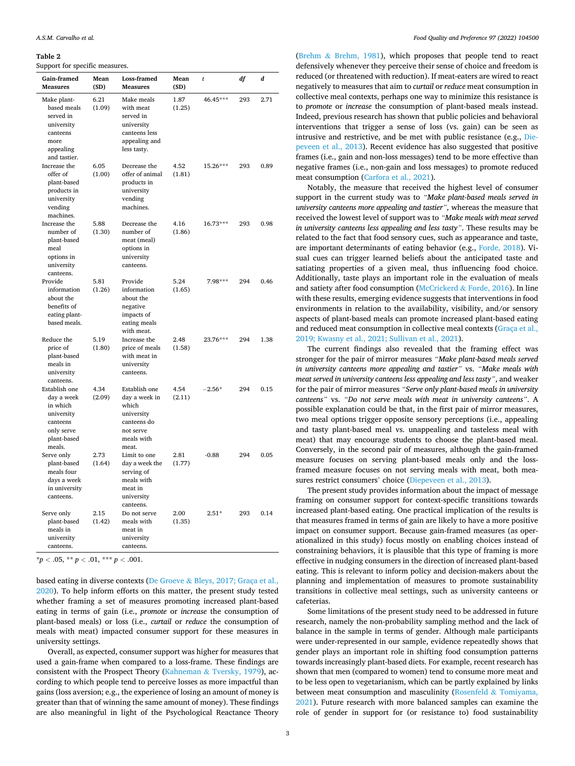**Table 2**
Support for specific measures.

| Gain-framed Measures | Mean (SD) | Loss-framed Measures | Mean (SD) | $t$ | $df$ | $d$ |
|---|---|---|---|---|---|---|
| Make plant-based meals served in university canteens more appealing and tastier. | 6.21 (1.09) | Make meals with meat served in university canteens less appealing and less tasty. | 1.87 (1.25) | 46.45*** | 293 | 2.71 |
| Increase the offer of plant-based products in university vending machines. | 6.05 (1.00) | Decrease the offer of animal products in university vending machines. | 4.52 (1.81) | 15.26*** | 293 | 0.89 |
| Increase the number of plant-based meal options in university canteens. | 5.88 (1.30) | Decrease the number of meat (meal) options in university canteens. | 4.16 (1.86) | 16.73*** | 293 | 0.98 |
| Provide information about the benefits of eating plant-based meals. | 5.81 (1.26) | Provide information about the negative impacts of eating meals with meat. | 5.24 (1.65) | 7.98*** | 294 | 0.46 |
| Reduce the price of plant-based meals in university canteens. | 5.19 (1.80) | Increase the price of meals with meat in university canteens. | 2.48 (1.58) | 23.76*** | 294 | 1.38 |
| Establish one day a week in which university canteens only serve plant-based meals. | 4.34 (2.09) | Establish one day a week in which university canteens do not serve meals with meat. | 4.54 (2.11) | −2.56* | 294 | 0.15 |
| Serve only plant-based meals four days a week in university canteens. | 2.73 (1.64) | Limit to one day a week the serving of meals with meat in university canteens. | 2.81 (1.77) | -0.88 | 294 | 0.05 |
| Serve only plant-based meals in university canteens. | 2.15 (1.42) | Do not serve meals with meat in university canteens. | 2.00 (1.35) | 2.51* | 293 | 0.14 |

*$p < .05$, ** $p < .01$, *** $p < .001$.

based eating in diverse contexts (De Groeve & Bleys, 2017; Graça et al., 2020). To help inform efforts on this matter, the present study tested whether framing a set of measures promoting increased plant-based eating in terms of gain (i.e., *promote* or *increase* the consumption of plant-based meals) or loss (i.e., *curtail* or *reduce* the consumption of meals with meat) impacted consumer support for these measures in university settings.

Overall, as expected, consumer support was higher for measures that used a gain-frame when compared to a loss-frame. These findings are consistent with the Prospect Theory (Kahneman & Tversky, 1979), according to which people tend to perceive losses as more impactful than gains (loss aversion; e.g., the experience of losing an amount of money is greater than that of winning the same amount of money). These findings are also meaningful in light of the Psychological Reactance Theory (Brehm & Brehm, 1981), which proposes that people tend to react defensively whenever they perceive their sense of choice and freedom is reduced (or threatened with reduction). If meat-eaters are wired to react negatively to measures that aim to *curtail* or *reduce* meat consumption in collective meal contexts, perhaps one way to minimize this resistance is to *promote* or *increase* the consumption of plant-based meals instead. Indeed, previous research has shown that public policies and behavioral interventions that trigger a sense of loss (vs. gain) can be seen as intrusive and restrictive, and be met with public resistance (e.g., Diepeveen et al., 2013). Recent evidence has also suggested that positive frames (i.e., gain and non-loss messages) tend to be more effective than negative frames (i.e., non-gain and loss messages) to promote reduced meat consumption (Carfora et al., 2021).

Notably, the measure that received the highest level of consumer support in the current study was to *"Make plant-based meals served in university canteens more appealing and tastier",* whereas the measure that received the lowest level of support was to *"Make meals with meat served in university canteens less appealing and less tasty"*. These results may be related to the fact that food sensory cues, such as appearance and taste, are important determinants of eating behavior (e.g., Forde, 2018). Visual cues can trigger learned beliefs about the anticipated taste and satiating properties of a given meal, thus influencing food choice. Additionally, taste plays an important role in the evaluation of meals and satiety after food consumption (McCrickerd & Forde, 2016). In line with these results, emerging evidence suggests that interventions in food environments in relation to the availability, visibility, and/or sensory aspects of plant-based meals can promote increased plant-based eating and reduced meat consumption in collective meal contexts (Graça et al., 2019; Kwasny et al., 2021; Sullivan et al., 2021).

The current findings also revealed that the framing effect was stronger for the pair of mirror measures *"Make plant-based meals served in university canteens more appealing and tastier"* vs. *"Make meals with meat served in university canteens less appealing and less tasty"*, and weaker for the pair of mirror measures *"Serve only plant-based meals in university canteens"* vs. *"Do not serve meals with meat in university canteens"*. A possible explanation could be that, in the first pair of mirror measures, two meal options trigger opposite sensory perceptions (i.e., appealing and tasty plant-based meal vs. unappealing and tasteless meal with meat) that may encourage students to choose the plant-based meal. Conversely, in the second pair of measures, although the gain-framed measure focuses on serving plant-based meals only and the loss-framed measure focuses on not serving meals with meat, both measures restrict consumers' choice (Diepeveen et al., 2013).

The present study provides information about the impact of message framing on consumer support for context-specific transitions towards increased plant-based eating. One practical implication of the results is that measures framed in terms of gain are likely to have a more positive impact on consumer support. Because gain-framed measures (as operationalized in this study) focus mostly on enabling choices instead of constraining behaviors, it is plausible that this type of framing is more effective in nudging consumers in the direction of increased plant-based eating. This is relevant to inform policy and decision-makers about the planning and implementation of measures to promote sustainability transitions in collective meal settings, such as university canteens or cafeterias.

Some limitations of the present study need to be addressed in future research, namely the non-probability sampling method and the lack of balance in the sample in terms of gender. Although male participants were under-represented in our sample, evidence repeatedly shows that gender plays an important role in shifting food consumption patterns towards increasingly plant-based diets. For example, recent research has shown that men (compared to women) tend to consume more meat and to be less open to vegetarianism, which can be partly explained by links between meat consumption and masculinity (Rosenfeld & Tomiyama, 2021). Future research with more balanced samples can examine the role of gender in support for (or resistance to) food sustainability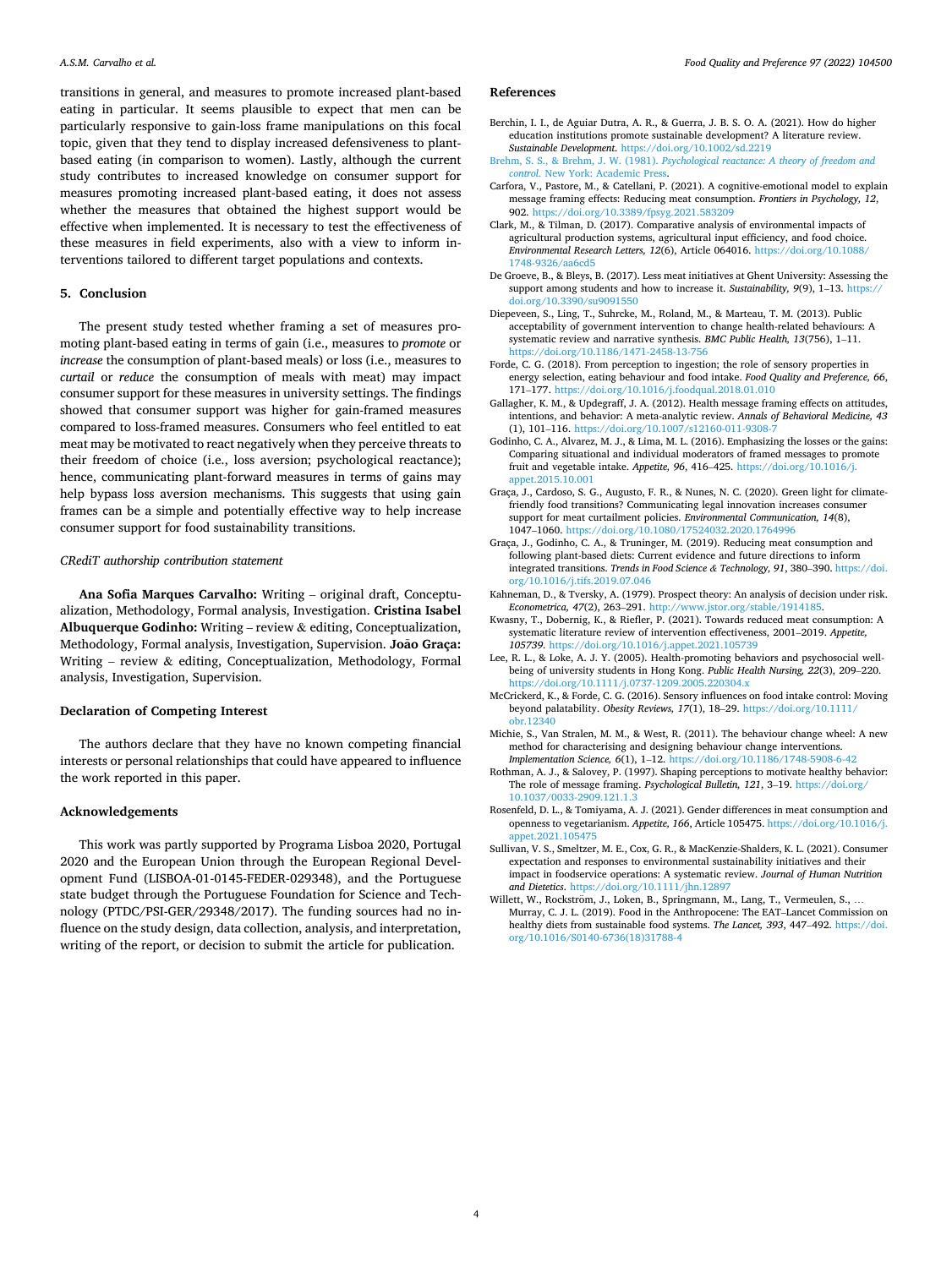transitions in general, and measures to promote increased plant-based eating in particular. It seems plausible to expect that men can be particularly responsive to gain-loss frame manipulations on this focal topic, given that they tend to display increased defensiveness to plant-based eating (in comparison to women). Lastly, although the current study contributes to increased knowledge on consumer support for measures promoting increased plant-based eating, it does not assess whether the measures that obtained the highest support would be effective when implemented. It is necessary to test the effectiveness of these measures in field experiments, also with a view to inform interventions tailored to different target populations and contexts.

## 5. Conclusion

The present study tested whether framing a set of measures promoting plant-based eating in terms of gain (i.e., measures to *promote* or *increase* the consumption of plant-based meals) or loss (i.e., measures to *curtail* or *reduce* the consumption of meals with meat) may impact consumer support for these measures in university settings. The findings showed that consumer support was higher for gain-framed measures compared to loss-framed measures. Consumers who feel entitled to eat meat may be motivated to react negatively when they perceive threats to their freedom of choice (i.e., loss aversion; psychological reactance); hence, communicating plant-forward measures in terms of gains may help bypass loss aversion mechanisms. This suggests that using gain frames can be a simple and potentially effective way to help increase consumer support for food sustainability transitions.

### CRediT authorship contribution statement

**Ana Sofia Marques Carvalho:** Writing – original draft, Conceptualization, Methodology, Formal analysis, Investigation. **Cristina Isabel Albuquerque Godinho:** Writing – review & editing, Conceptualization, Methodology, Formal analysis, Investigation, Supervision. **João Graça:** Writing – review & editing, Conceptualization, Methodology, Formal analysis, Investigation, Supervision.

## Declaration of Competing Interest

The authors declare that they have no known competing financial interests or personal relationships that could have appeared to influence the work reported in this paper.

## Acknowledgements

This work was partly supported by Programa Lisboa 2020, Portugal 2020 and the European Union through the European Regional Development Fund (LISBOA-01-0145-FEDER-029348), and the Portuguese state budget through the Portuguese Foundation for Science and Technology (PTDC/PSI-GER/29348/2017). The funding sources had no influence on the study design, data collection, analysis, and interpretation, writing of the report, or decision to submit the article for publication.

## References

Berchin, I. I., de Aguiar Dutra, A. R., & Guerra, J. B. S. O. A. (2021). How do higher education institutions promote sustainable development? A literature review. *Sustainable Development.* https://doi.org/10.1002/sd.2219

Brehm, S. S., & Brehm, J. W. (1981). *Psychological reactance: A theory of freedom and control.* New York: Academic Press.

Carfora, V., Pastore, M., & Catellani, P. (2021). A cognitive-emotional model to explain message framing effects: Reducing meat consumption. *Frontiers in Psychology, 12*, 902. https://doi.org/10.3389/fpsyg.2021.583209

Clark, M., & Tilman, D. (2017). Comparative analysis of environmental impacts of agricultural production systems, agricultural input efficiency, and food choice. *Environmental Research Letters, 12*(6), Article 064016. https://doi.org/10.1088/1748-9326/aa6cd5

De Groeve, B., & Bleys, B. (2017). Less meat initiatives at Ghent University: Assessing the support among students and how to increase it. *Sustainability, 9*(9), 1–13. https://doi.org/10.3390/su9091550

Diepeveen, S., Ling, T., Suhrcke, M., Roland, M., & Marteau, T. M. (2013). Public acceptability of government intervention to change health-related behaviours: A systematic review and narrative synthesis. *BMC Public Health, 13*(756), 1–11. https://doi.org/10.1186/1471-2458-13-756

Forde, C. G. (2018). From perception to ingestion; the role of sensory properties in energy selection, eating behaviour and food intake. *Food Quality and Preference, 66*, 171–177. https://doi.org/10.1016/j.foodqual.2018.01.010

Gallagher, K. M., & Updegraff, J. A. (2012). Health message framing effects on attitudes, intentions, and behavior: A meta-analytic review. *Annals of Behavioral Medicine, 43*(1), 101–116. https://doi.org/10.1007/s12160-011-9308-7

Godinho, C. A., Alvarez, M. J., & Lima, M. L. (2016). Emphasizing the losses or the gains: Comparing situational and individual moderators of framed messages to promote fruit and vegetable intake. *Appetite, 96*, 416–425. https://doi.org/10.1016/j.appet.2015.10.001

Graça, J., Cardoso, S. G., Augusto, F. R., & Nunes, N. C. (2020). Green light for climate-friendly food transitions? Communicating legal innovation increases consumer support for meat curtailment policies. *Environmental Communication, 14*(8), 1047–1060. https://doi.org/10.1080/17524032.2020.1764996

Graça, J., Godinho, C. A., & Truninger, M. (2019). Reducing meat consumption and following plant-based diets: Current evidence and future directions to inform integrated transitions. *Trends in Food Science & Technology, 91*, 380–390. https://doi.org/10.1016/j.tifs.2019.07.046

Kahneman, D., & Tversky, A. (1979). Prospect theory: An analysis of decision under risk. *Econometrica, 47*(2), 263–291. http://www.jstor.org/stable/1914185.

Kwasny, T., Dobernig, K., & Riefler, P. (2021). Towards reduced meat consumption: A systematic literature review of intervention effectiveness, 2001–2019. *Appetite, 105739*. https://doi.org/10.1016/j.appet.2021.105739

Lee, R. L., & Loke, A. J. Y. (2005). Health-promoting behaviors and psychosocial well-being of university students in Hong Kong. *Public Health Nursing, 22*(3), 209–220. https://doi.org/10.1111/j.0737-1209.2005.220304.x

McCrickerd, K., & Forde, C. G. (2016). Sensory influences on food intake control: Moving beyond palatability. *Obesity Reviews, 17*(1), 18–29. https://doi.org/10.1111/obr.12340

Michie, S., Van Stralen, M. M., & West, R. (2011). The behaviour change wheel: A new method for characterising and designing behaviour change interventions. *Implementation Science, 6*(1), 1–12. https://doi.org/10.1186/1748-5908-6-42

Rothman, A. J., & Salovey, P. (1997). Shaping perceptions to motivate healthy behavior: The role of message framing. *Psychological Bulletin, 121*, 3–19. https://doi.org/10.1037/0033-2909.121.1.3

Rosenfeld, D. L., & Tomiyama, A. J. (2021). Gender differences in meat consumption and openness to vegetarianism. *Appetite, 166*, Article 105475. https://doi.org/10.1016/j.appet.2021.105475

Sullivan, V. S., Smeltzer, M. E., Cox, G. R., & MacKenzie-Shalders, K. L. (2021). Consumer expectation and responses to environmental sustainability initiatives and their impact in foodservice operations: A systematic review. *Journal of Human Nutrition and Dietetics*. https://doi.org/10.1111/jhn.12897

Willett, W., Rockström, J., Loken, B., Springmann, M., Lang, T., Vermeulen, S., … Murray, C. J. L. (2019). Food in the Anthropocene: The EAT–Lancet Commission on healthy diets from sustainable food systems. *The Lancet, 393*, 447–492. https://doi.org/10.1016/S0140-6736(18)31788-4